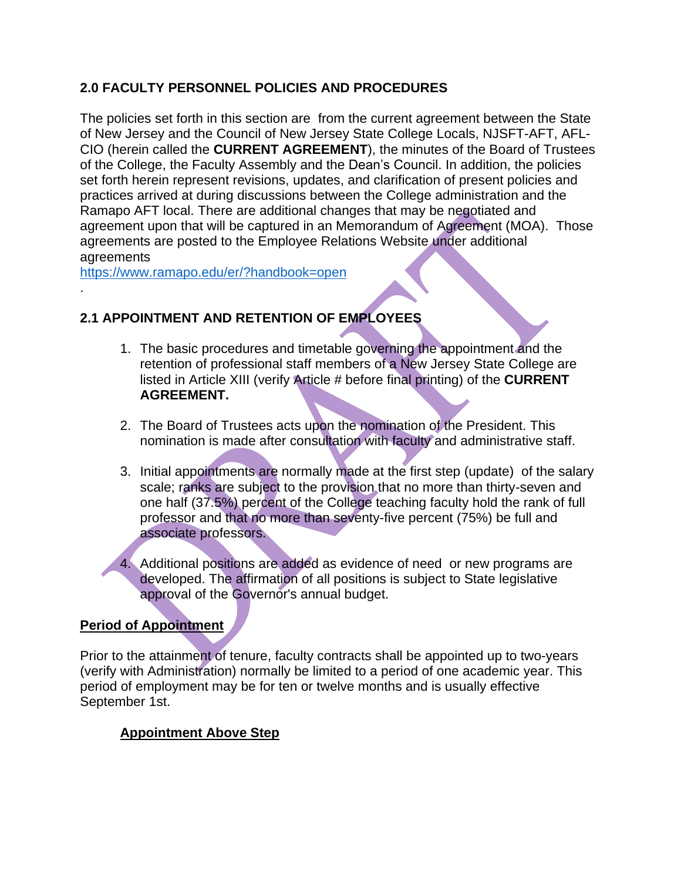## 2.0 FACULTY PERSONNEL POLICIES AND PROCEDURES

The policies set forth in this section are from the current agreement between the State of New Jersey and the Council of New Jersey State College Locals, NJSFT-AFT, AFL-CIO (herein called the **CURRENT AGREEMENT**), the minutes of the Board of Trustees of the College, the Faculty Assembly and the Dean's Council. In addition, the policies set forth herein represent revisions, updates, and clarification of present policies and practices arrived at during discussions between the College administration and the Ramapo AFT local. There are additional changes that may be negotiated and agreement upon that will be captured in an Memorandum of Agreement (MOA). Those agreements are posted to the Employee Relations Website under additional agreements
https://www.ramapo.edu/er/?handbook=open
.

## 2.1 APPOINTMENT AND RETENTION OF EMPLOYEES

1. The basic procedures and timetable governing the appointment and the retention of professional staff members of a New Jersey State College are listed in Article XIII (verify Article # before final printing) of the **CURRENT AGREEMENT.**

2. The Board of Trustees acts upon the nomination of the President. This nomination is made after consultation with faculty and administrative staff.

3. Initial appointments are normally made at the first step (update) of the salary scale; ranks are subject to the provision that no more than thirty-seven and one half (37.5%) percent of the College teaching faculty hold the rank of full professor and that no more than seventy-five percent (75%) be full and associate professors.

4. Additional positions are added as evidence of need or new programs are developed. The affirmation of all positions is subject to State legislative approval of the Governor's annual budget.

**Period of Appointment**

Prior to the attainment of tenure, faculty contracts shall be appointed up to two-years (verify with Administration) normally be limited to a period of one academic year. This period of employment may be for ten or twelve months and is usually effective September 1st.

**Appointment Above Step**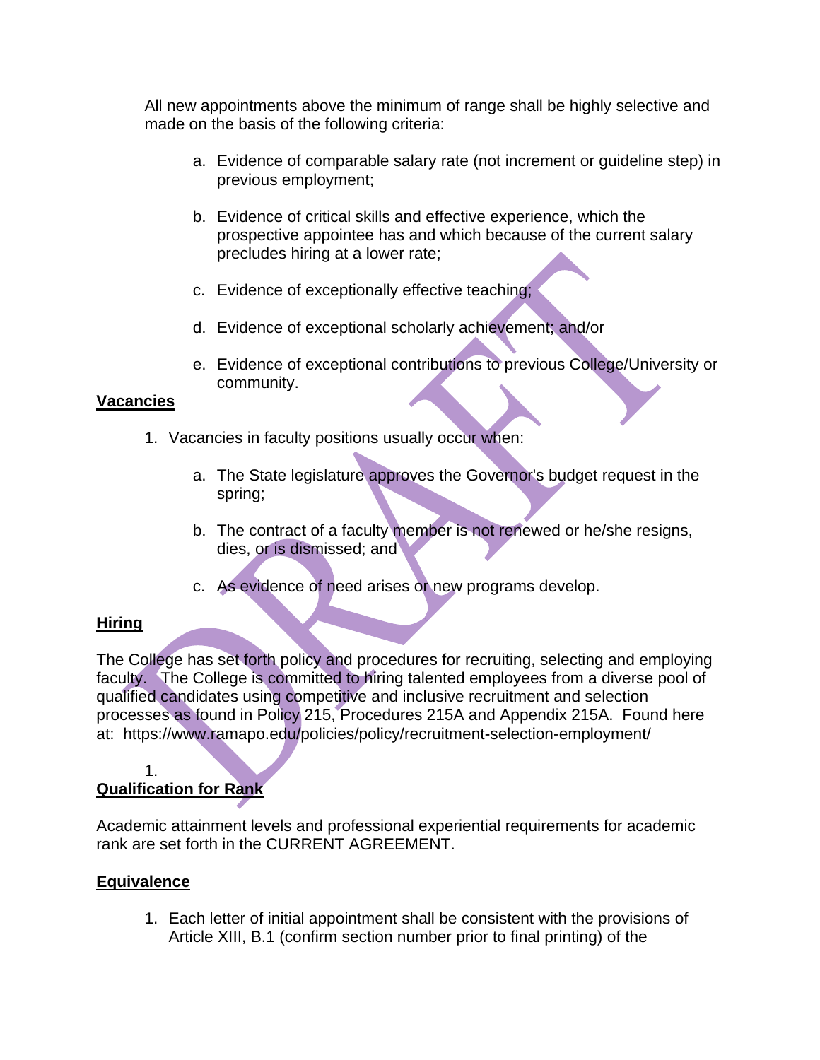All new appointments above the minimum of range shall be highly selective and made on the basis of the following criteria:

a. Evidence of comparable salary rate (not increment or guideline step) in previous employment;

b. Evidence of critical skills and effective experience, which the prospective appointee has and which because of the current salary precludes hiring at a lower rate;

c. Evidence of exceptionally effective teaching;

d. Evidence of exceptional scholarly achievement; and/or

e. Evidence of exceptional contributions to previous College/University or community.

**Vacancies**

1. Vacancies in faculty positions usually occur when:

   a. The State legislature approves the Governor's budget request in the spring;

   b. The contract of a faculty member is not renewed or he/she resigns, dies, or is dismissed; and

   c. As evidence of need arises or new programs develop.

**Hiring**

The College has set forth policy and procedures for recruiting, selecting and employing faculty. The College is committed to hiring talented employees from a diverse pool of qualified candidates using competitive and inclusive recruitment and selection processes as found in Policy 215, Procedures 215A and Appendix 215A. Found here at: https://www.ramapo.edu/policies/policy/recruitment-selection-employment/

1.

**Qualification for Rank**

Academic attainment levels and professional experiential requirements for academic rank are set forth in the CURRENT AGREEMENT.

**Equivalence**

1. Each letter of initial appointment shall be consistent with the provisions of Article XIII, B.1 (confirm section number prior to final printing) of the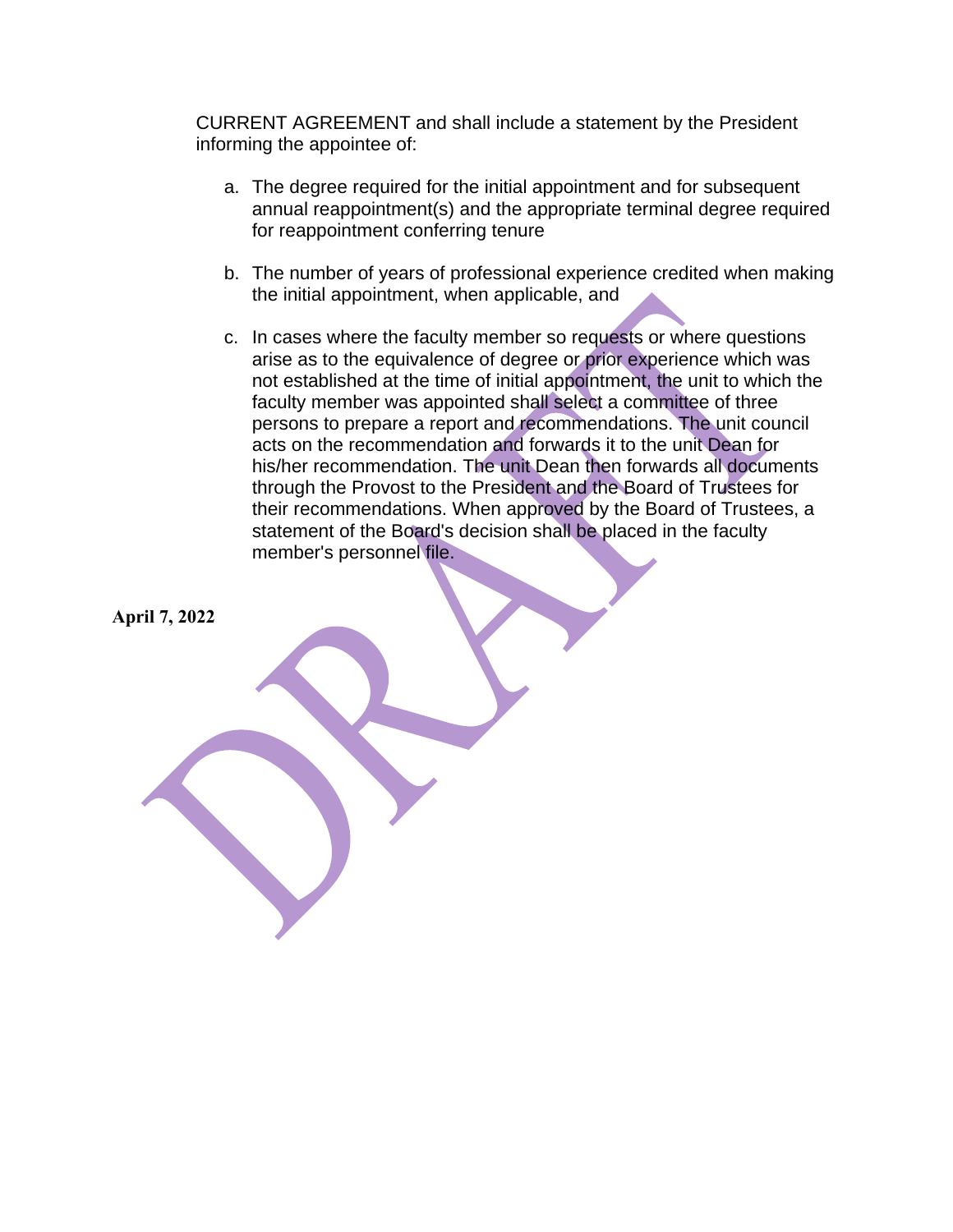CURRENT AGREEMENT and shall include a statement by the President informing the appointee of:

a. The degree required for the initial appointment and for subsequent annual reappointment(s) and the appropriate terminal degree required for reappointment conferring tenure

b. The number of years of professional experience credited when making the initial appointment, when applicable, and

c. In cases where the faculty member so requests or where questions arise as to the equivalence of degree or prior experience which was not established at the time of initial appointment, the unit to which the faculty member was appointed shall select a committee of three persons to prepare a report and recommendations. The unit council acts on the recommendation and forwards it to the unit Dean for his/her recommendation. The unit Dean then forwards all documents through the Provost to the President and the Board of Trustees for their recommendations. When approved by the Board of Trustees, a statement of the Board's decision shall be placed in the faculty member's personnel file.

**April 7, 2022**

DRAFT